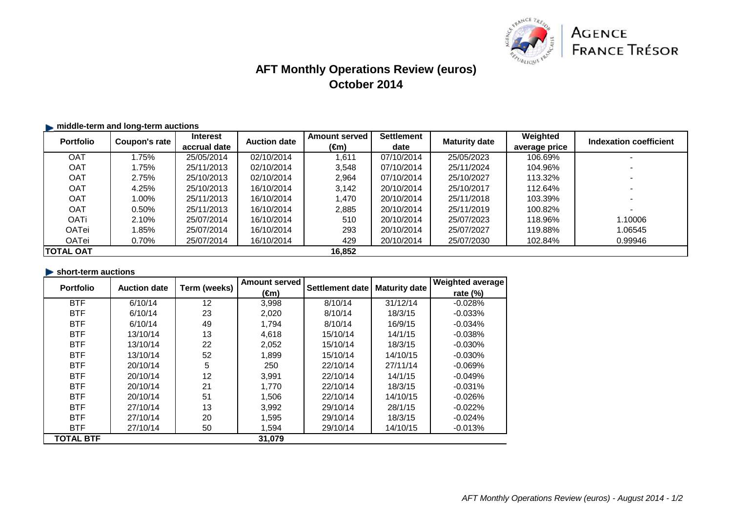AGENCE FRANCE TRÉSOR

# AFT Monthly Operations Review (euros)
## October 2014

### middle-term and long-term auctions

| Portfolio | Coupon's rate | Interest accrual date | Auction date | Amount served (€m) | Settlement date | Maturity date | Weighted average price | Indexation coefficient |
|---|---|---|---|---|---|---|---|---|
| OAT | 1.75% | 25/05/2014 | 02/10/2014 | 1,611 | 07/10/2014 | 25/05/2023 | 106.69% | - |
| OAT | 1.75% | 25/11/2013 | 02/10/2014 | 3,548 | 07/10/2014 | 25/11/2024 | 104.96% | - |
| OAT | 2.75% | 25/10/2013 | 02/10/2014 | 2,964 | 07/10/2014 | 25/10/2027 | 113.32% | - |
| OAT | 4.25% | 25/10/2013 | 16/10/2014 | 3,142 | 20/10/2014 | 25/10/2017 | 112.64% | - |
| OAT | 1.00% | 25/11/2013 | 16/10/2014 | 1,470 | 20/10/2014 | 25/11/2018 | 103.39% | - |
| OAT | 0.50% | 25/11/2013 | 16/10/2014 | 2,885 | 20/10/2014 | 25/11/2019 | 100.82% | - |
| OATi | 2.10% | 25/07/2014 | 16/10/2014 | 510 | 20/10/2014 | 25/07/2023 | 118.96% | 1.10006 |
| OATei | 1.85% | 25/07/2014 | 16/10/2014 | 293 | 20/10/2014 | 25/07/2027 | 119.88% | 1.06545 |
| OATei | 0.70% | 25/07/2014 | 16/10/2014 | 429 | 20/10/2014 | 25/07/2030 | 102.84% | 0.99946 |
| **TOTAL OAT** | | | | **16,852** | | | | |

### short-term auctions

| Portfolio | Auction date | Term (weeks) | Amount served (€m) | Settlement date | Maturity date | Weighted average rate (%) |
|---|---|---|---|---|---|---|
| BTF | 6/10/14 | 12 | 3,998 | 8/10/14 | 31/12/14 | -0.028% |
| BTF | 6/10/14 | 23 | 2,020 | 8/10/14 | 18/3/15 | -0.033% |
| BTF | 6/10/14 | 49 | 1,794 | 8/10/14 | 16/9/15 | -0.034% |
| BTF | 13/10/14 | 13 | 4,618 | 15/10/14 | 14/1/15 | -0.038% |
| BTF | 13/10/14 | 22 | 2,052 | 15/10/14 | 18/3/15 | -0.030% |
| BTF | 13/10/14 | 52 | 1,899 | 15/10/14 | 14/10/15 | -0.030% |
| BTF | 20/10/14 | 5 | 250 | 22/10/14 | 27/11/14 | -0.069% |
| BTF | 20/10/14 | 12 | 3,991 | 22/10/14 | 14/1/15 | -0.049% |
| BTF | 20/10/14 | 21 | 1,770 | 22/10/14 | 18/3/15 | -0.031% |
| BTF | 20/10/14 | 51 | 1,506 | 22/10/14 | 14/10/15 | -0.026% |
| BTF | 27/10/14 | 13 | 3,992 | 29/10/14 | 28/1/15 | -0.022% |
| BTF | 27/10/14 | 20 | 1,595 | 29/10/14 | 18/3/15 | -0.024% |
| BTF | 27/10/14 | 50 | 1,594 | 29/10/14 | 14/10/15 | -0.013% |
| **TOTAL BTF** | | | **31,079** | | | |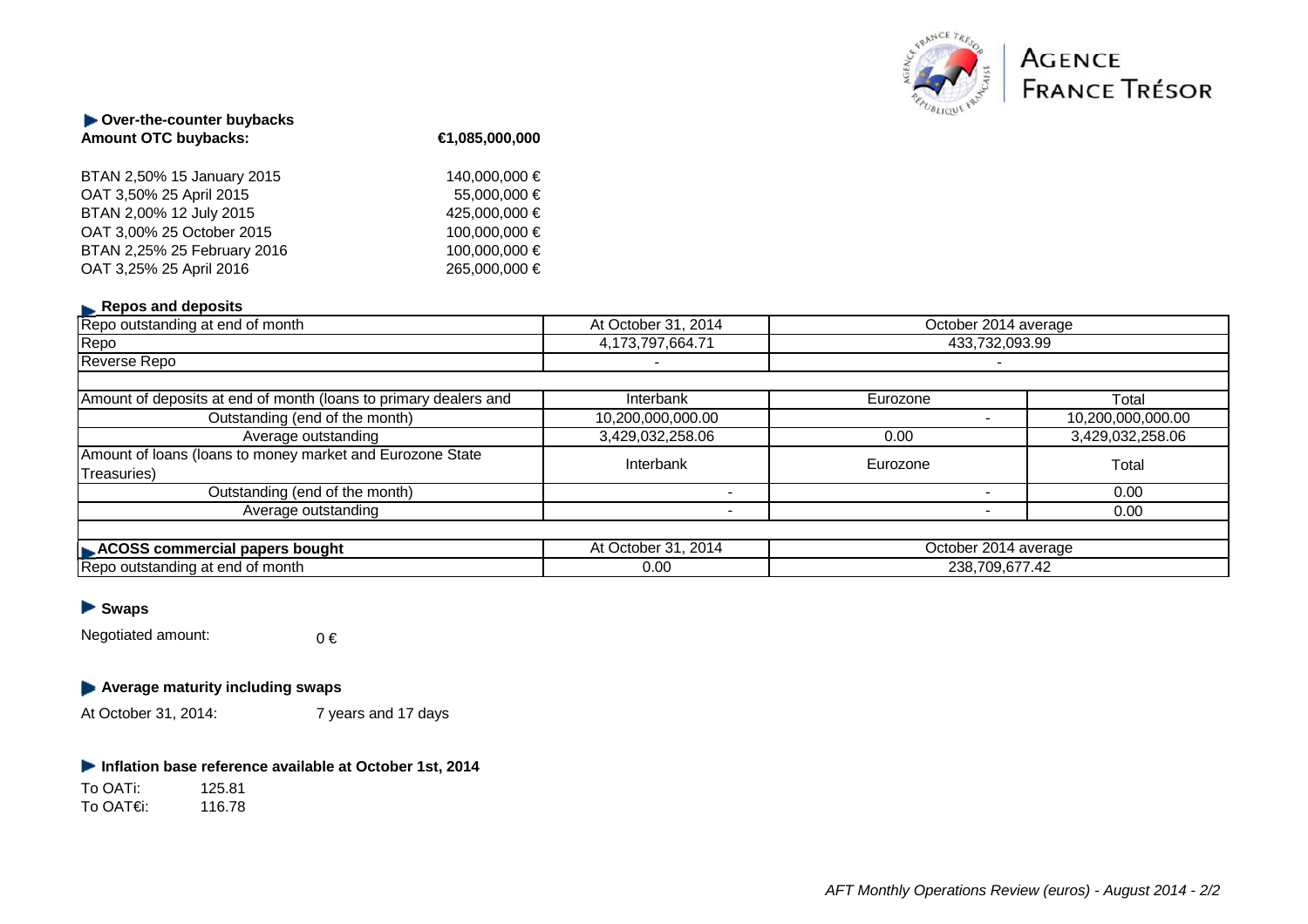### Over-the-counter buybacks

**Amount OTC buybacks:** **€1,085,000,000**

| | |
|---|---|
| BTAN 2,50% 15 January 2015 | 140,000,000 € |
| OAT 3,50% 25 April 2015 | 55,000,000 € |
| BTAN 2,00% 12 July 2015 | 425,000,000 € |
| OAT 3,00% 25 October 2015 | 100,000,000 € |
| BTAN 2,25% 25 February 2016 | 100,000,000 € |
| OAT 3,25% 25 April 2016 | 265,000,000 € |

### Repos and deposits

| Repo outstanding at end of month | At October 31, 2014 | October 2014 average | |
|---|---|---|---|
| Repo | 4,173,797,664.71 | 433,732,093.99 | |
| Reverse Repo | - | - | |
| | | | |
| Amount of deposits at end of month (loans to primary dealers and | Interbank | Eurozone | Total |
| Outstanding (end of the month) | 10,200,000,000.00 | - | 10,200,000,000.00 |
| Average outstanding | 3,429,032,258.06 | 0.00 | 3,429,032,258.06 |
| Amount of loans (loans to money market and Eurozone State Treasuries) | Interbank | Eurozone | Total |
| Outstanding (end of the month) | - | - | 0.00 |
| Average outstanding | - | - | 0.00 |
| | | | |
| **ACOSS commercial papers bought** | At October 31, 2014 | October 2014 average | |
| Repo outstanding at end of month | 0.00 | 238,709,677.42 | |

### Swaps

Negotiated amount: 0 €

### Average maturity including swaps

At October 31, 2014: 7 years and 17 days

### Inflation base reference available at October 1st, 2014

To OATi: 125.81

To OAT€i: 116.78